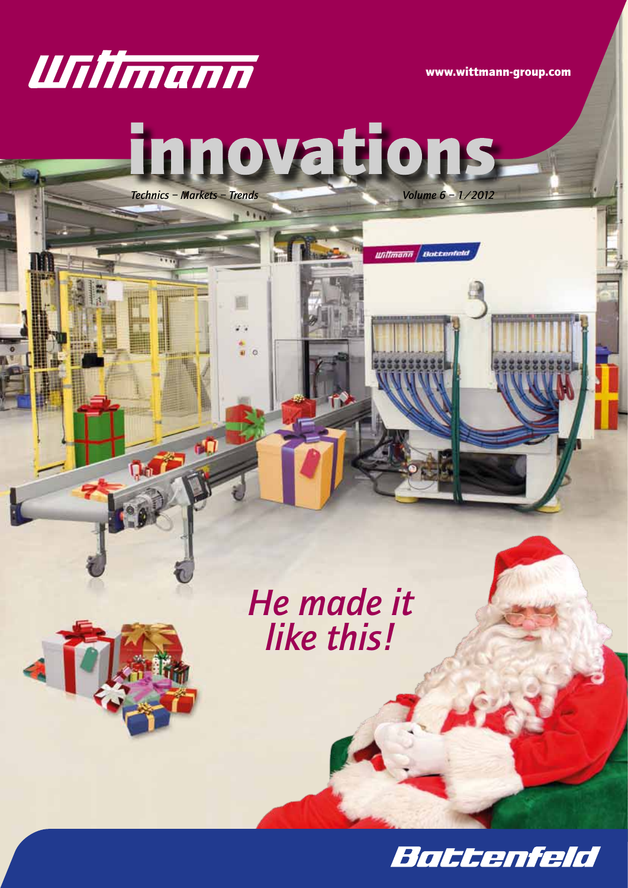Wittmann

www.wittmann-group.com

# innovations

*Technics – Markets – Trends*

*Volume 6 – 1/2012*

*He made it like this!*

Battenfeld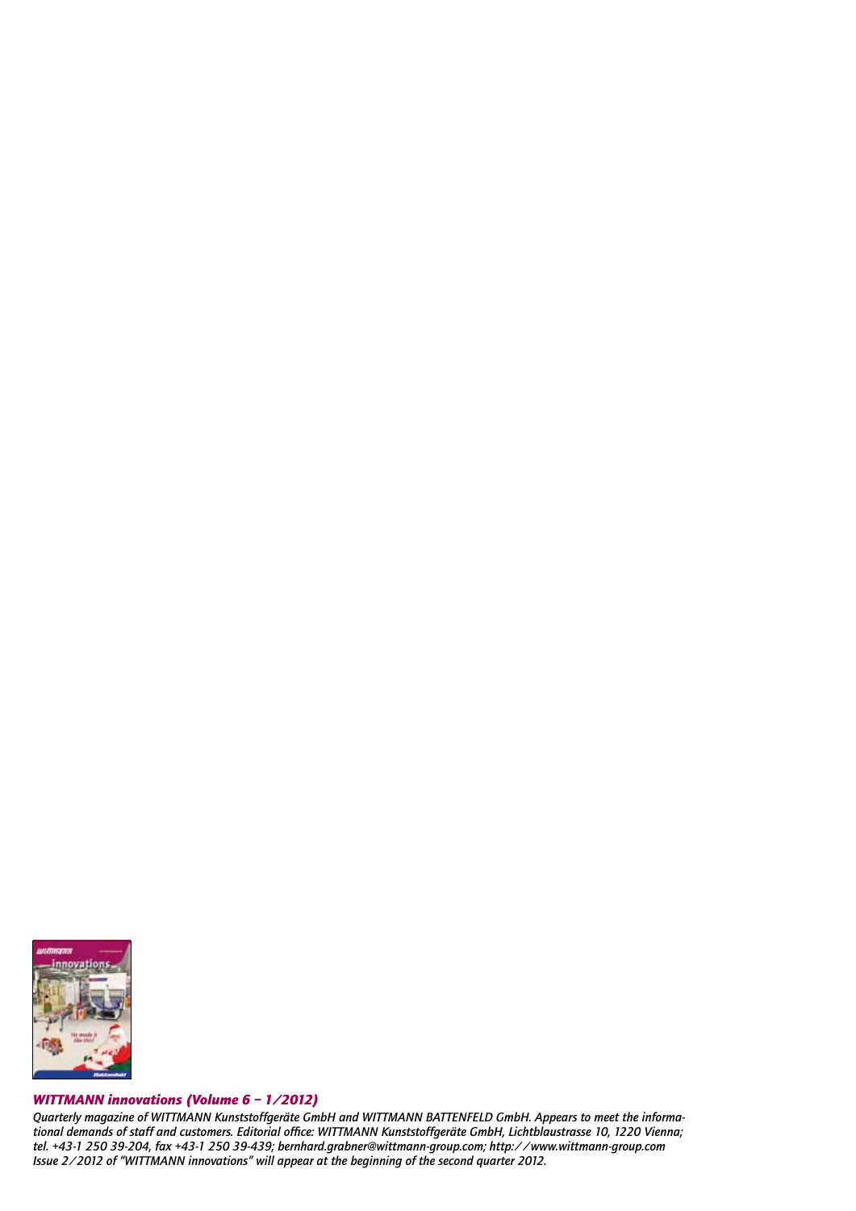***WITTMANN innovations (Volume 6 – 1/2012)***

*Quarterly magazine of WITTMANN Kunststoffgeräte GmbH and WITTMANN BATTENFELD GmbH. Appears to meet the informational demands of staff and customers. Editorial office: WITTMANN Kunststoffgeräte GmbH, Lichtblaustrasse 10, 1220 Vienna; tel. +43-1 250 39-204, fax +43-1 250 39-439; bernhard.grabner@wittmann-group.com; http://www.wittmann-group.com*
*Issue 2/2012 of "WITTMANN innovations" will appear at the beginning of the second quarter 2012.*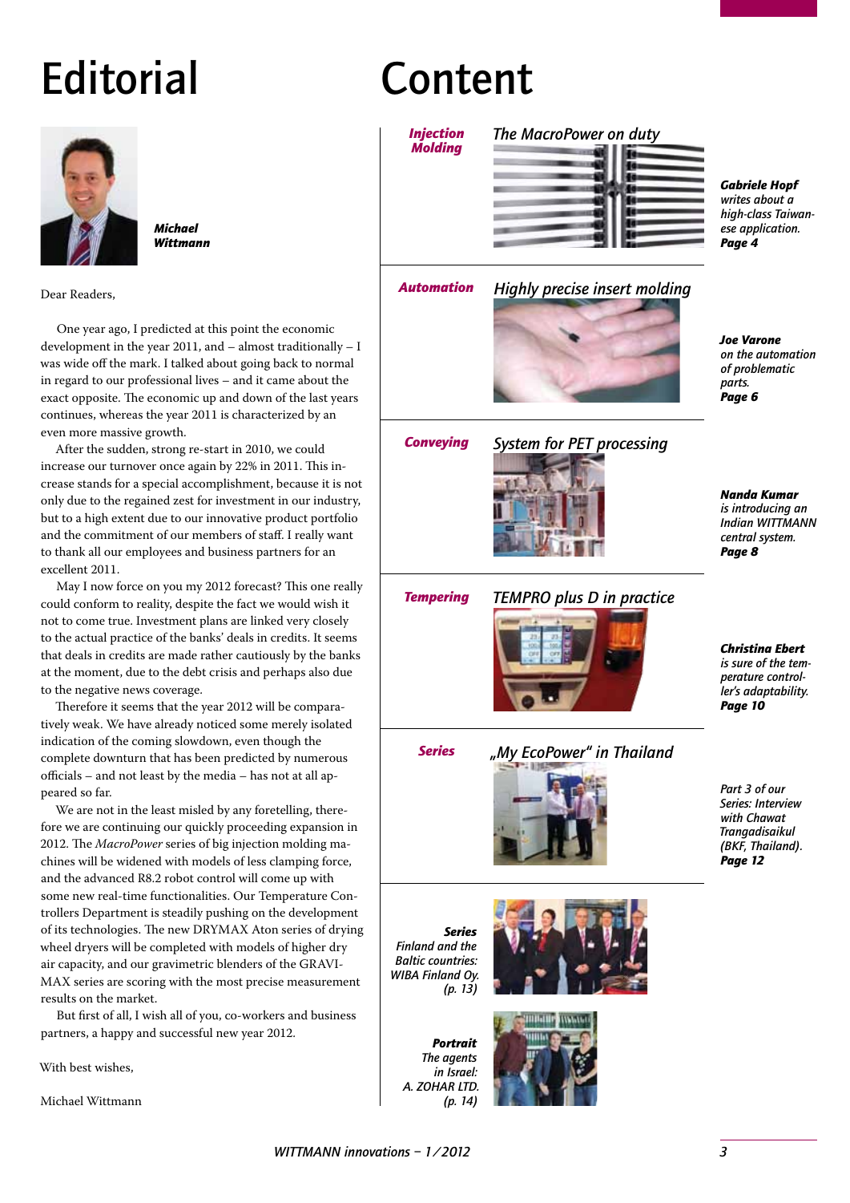# Editorial

***Michael Wittmann***

Dear Readers,

One year ago, I predicted at this point the economic development in the year 2011, and – almost traditionally – I was wide off the mark. I talked about going back to normal in regard to our professional lives – and it came about the exact opposite. The economic up and down of the last years continues, whereas the year 2011 is characterized by an even more massive growth.

After the sudden, strong re-start in 2010, we could increase our turnover once again by 22% in 2011. This increase stands for a special accomplishment, because it is not only due to the regained zest for investment in our industry, but to a high extent due to our innovative product portfolio and the commitment of our members of staff. I really want to thank all our employees and business partners for an excellent 2011.

May I now force on you my 2012 forecast? This one really could conform to reality, despite the fact we would wish it not to come true. Investment plans are linked very closely to the actual practice of the banks' deals in credits. It seems that deals in credits are made rather cautiously by the banks at the moment, due to the debt crisis and perhaps also due to the negative news coverage.

Therefore it seems that the year 2012 will be comparatively weak. We have already noticed some merely isolated indication of the coming slowdown, even though the complete downturn that has been predicted by numerous officials – and not least by the media – has not at all appeared so far.

We are not in the least misled by any foretelling, therefore we are continuing our quickly proceeding expansion in 2012. The *MacroPower* series of big injection molding machines will be widened with models of less clamping force, and the advanced R8.2 robot control will come up with some new real-time functionalities. Our Temperature Controllers Department is steadily pushing on the development of its technologies. The new DRYMAX Aton series of drying wheel dryers will be completed with models of higher dry air capacity, and our gravimetric blenders of the GRAVIMAX series are scoring with the most precise measurement results on the market.

But first of all, I wish all of you, co-workers and business partners, a happy and successful new year 2012.

With best wishes,

Michael Wittmann

# Content

***Injection Molding***
*The MacroPower on duty*
***Gabriele Hopf*** *writes about a high-class Taiwanese application.* ***Page 4***

***Automation***
*Highly precise insert molding*
***Joe Varone*** *on the automation of problematic parts.* ***Page 6***

***Conveying***
*System for PET processing*
***Nanda Kumar*** *is introducing an Indian WITTMANN central system.* ***Page 8***

***Tempering***
*TEMPRO plus D in practice*
***Christina Ebert*** *is sure of the temperature controller's adaptability.* ***Page 10***

***Series***
*„My EcoPower" in Thailand*
*Part 3 of our Series: Interview with Chawat Trangadisaikul (BKF, Thailand).* ***Page 12***

***Series***
*Finland and the Baltic countries: WIBA Finland Oy. (p. 13)*

***Portrait***
*The agents in Israel: A. ZOHAR LTD. (p. 14)*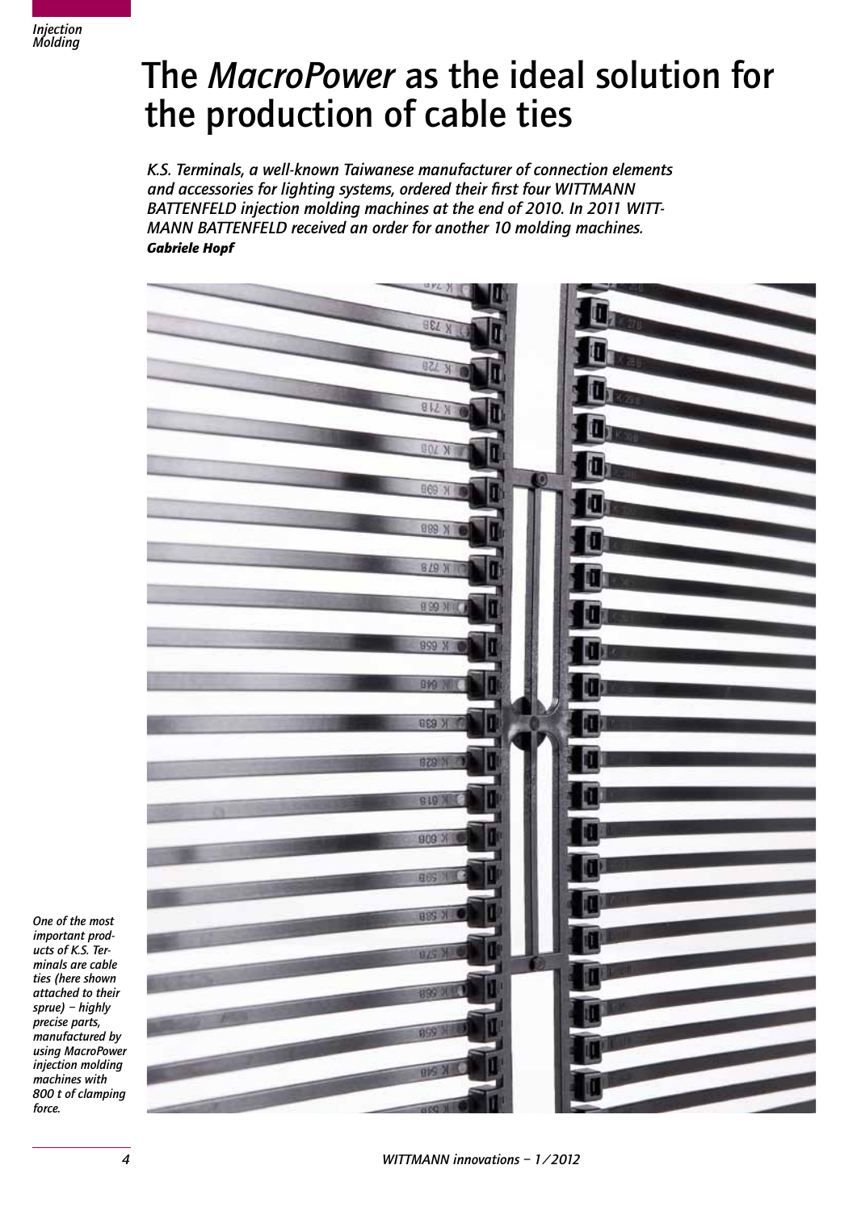# The *MacroPower* as the ideal solution for the production of cable ties

*K.S. Terminals, a well-known Taiwanese manufacturer of connection elements and accessories for lighting systems, ordered their first four WITTMANN BATTENFELD injection molding machines at the end of 2010. In 2011 WITTMANN BATTENFELD received an order for another 10 molding machines.*

***Gabriele Hopf***

*One of the most important products of K.S. Terminals are cable ties (here shown attached to their sprue) – highly precise parts, manufactured by using MacroPower injection molding machines with 800 t of clamping force.*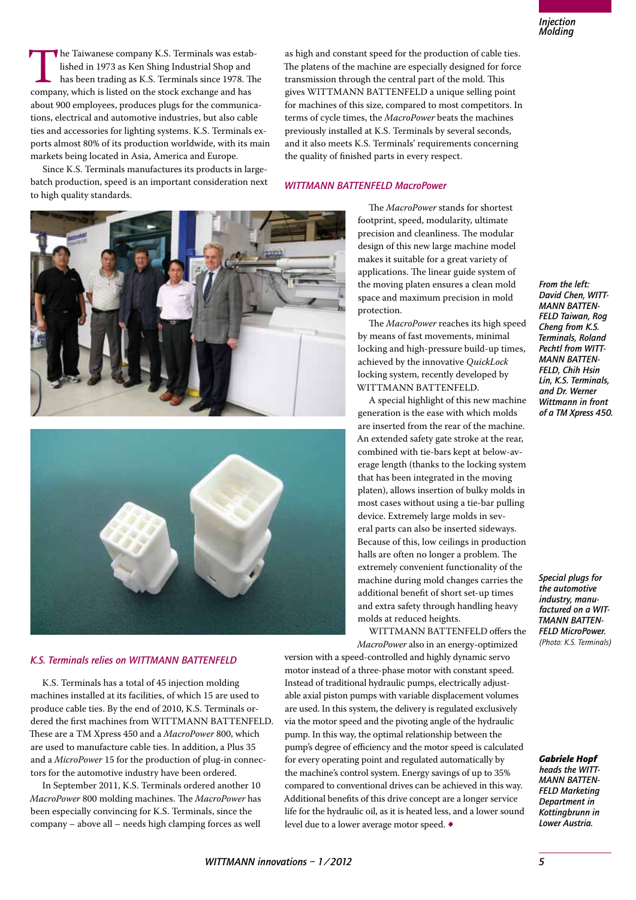The Taiwanese company K.S. Terminals was established in 1973 as Ken Shing Industrial Shop and has been trading as K.S. Terminals since 1978. The company, which is listed on the stock exchange and has about 900 employees, produces plugs for the communications, electrical and automotive industries, but also cable ties and accessories for lighting systems. K.S. Terminals exports almost 80% of its production worldwide, with its main markets being located in Asia, America and Europe.

Since K.S. Terminals manufactures its products in large-batch production, speed is an important consideration next to high quality standards.

*From the left: David Chen, WITTMANN BATTENFELD Taiwan, Rog Cheng from K.S. Terminals, Roland Pechtl from WITTMANN BATTENFELD, Chih Hsin Lin, K.S. Terminals, and Dr. Werner Wittmann in front of a TM Xpress 450.*

*Special plugs for the automotive industry, manufactured on a WITTMANN BATTENFELD MicroPower. (Photo: K.S. Terminals)*

## K.S. Terminals relies on WITTMANN BATTENFELD

K.S. Terminals has a total of 45 injection molding machines installed at its facilities, of which 15 are used to produce cable ties. By the end of 2010, K.S. Terminals ordered the first machines from WITTMANN BATTENFELD. These are a TM Xpress 450 and a *MacroPower* 800, which are used to manufacture cable ties. In addition, a Plus 35 and a *MicroPower* 15 for the production of plug-in connectors for the automotive industry have been ordered.

In September 2011, K.S. Terminals ordered another 10 *MacroPower* 800 molding machines. The *MacroPower* has been especially convincing for K.S. Terminals, since the company – above all – needs high clamping forces as well as high and constant speed for the production of cable ties. The platens of the machine are especially designed for force transmission through the central part of the mold. This gives WITTMANN BATTENFELD a unique selling point for machines of this size, compared to most competitors. In terms of cycle times, the *MacroPower* beats the machines previously installed at K.S. Terminals by several seconds, and it also meets K.S. Terminals' requirements concerning the quality of finished parts in every respect.

## WITTMANN BATTENFELD MacroPower

The *MacroPower* stands for shortest footprint, speed, modularity, ultimate precision and cleanliness. The modular design of this new large machine model makes it suitable for a great variety of applications. The linear guide system of the moving platen ensures a clean mold space and maximum precision in mold protection.

The *MacroPower* reaches its high speed by means of fast movements, minimal locking and high-pressure build-up times, achieved by the innovative *QuickLock* locking system, recently developed by WITTMANN BATTENFELD.

A special highlight of this new machine generation is the ease with which molds are inserted from the rear of the machine. An extended safety gate stroke at the rear, combined with tie-bars kept at below-average length (thanks to the locking system that has been integrated in the moving platen), allows insertion of bulky molds in most cases without using a tie-bar pulling device. Extremely large molds in several parts can also be inserted sideways. Because of this, low ceilings in production halls are often no longer a problem. The extremely convenient functionality of the machine during mold changes carries the additional benefit of short set-up times and extra safety through handling heavy molds at reduced heights.

WITTMANN BATTENFELD offers the *MacroPower* also in an energy-optimized version with a speed-controlled and highly dynamic servo motor instead of a three-phase motor with constant speed. Instead of traditional hydraulic pumps, electrically adjustable axial piston pumps with variable displacement volumes are used. In this system, the delivery is regulated exclusively via the motor speed and the pivoting angle of the hydraulic pump. In this way, the optimal relationship between the pump's degree of efficiency and the motor speed is calculated for every operating point and regulated automatically by the machine's control system. Energy savings of up to 35% compared to conventional drives can be achieved in this way. Additional benefits of this drive concept are a longer service life for the hydraulic oil, as it is heated less, and a lower sound level due to a lower average motor speed. ◆

***Gabriele Hopf** heads the WITTMANN BATTENFELD Marketing Department in Kottingbrunn in Lower Austria.*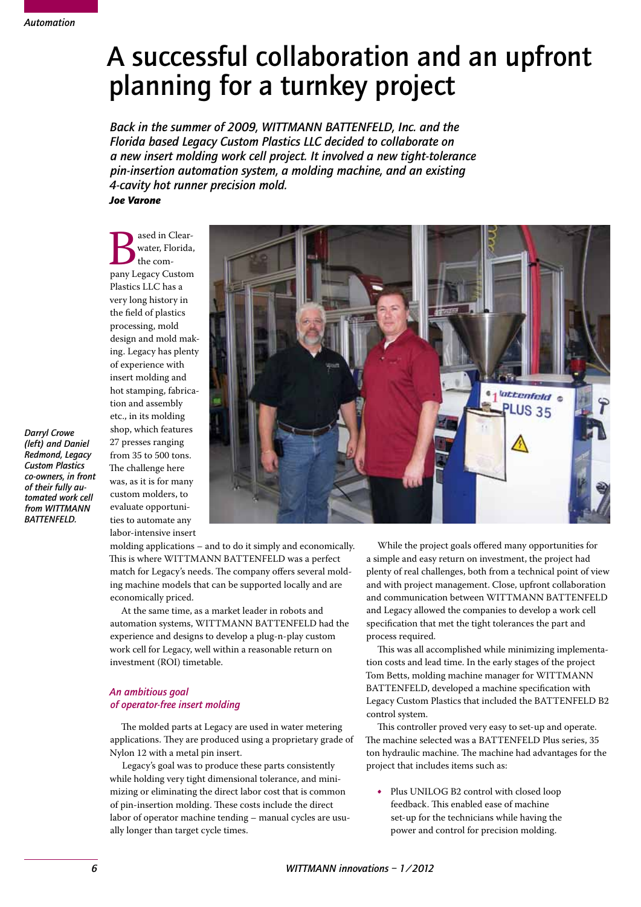# A successful collaboration and an upfront planning for a turnkey project

*Back in the summer of 2009, WITTMANN BATTENFELD, Inc. and the Florida based Legacy Custom Plastics LLC decided to collaborate on a new insert molding work cell project. It involved a new tight-tolerance pin-insertion automation system, a molding machine, and an existing 4-cavity hot runner precision mold.*

***Joe Varone***

Based in Clearwater, Florida, the company Legacy Custom Plastics LLC has a very long history in the field of plastics processing, mold design and mold making. Legacy has plenty of experience with insert molding and hot stamping, fabrication and assembly etc., in its molding shop, which features 27 presses ranging from 35 to 500 tons. The challenge here was, as it is for many custom molders, to evaluate opportunities to automate any labor-intensive insert molding applications – and to do it simply and economically. This is where WITTMANN BATTENFELD was a perfect match for Legacy's needs. The company offers several molding machine models that can be supported locally and are economically priced.

*Darryl Crowe (left) and Daniel Redmond, Legacy Custom Plastics co-owners, in front of their fully automated work cell from WITTMANN BATTENFELD.*

At the same time, as a market leader in robots and automation systems, WITTMANN BATTENFELD had the experience and designs to develop a plug-n-play custom work cell for Legacy, well within a reasonable return on investment (ROI) timetable.

### An ambitious goal of operator-free insert molding

The molded parts at Legacy are used in water metering applications. They are produced using a proprietary grade of Nylon 12 with a metal pin insert.

Legacy's goal was to produce these parts consistently while holding very tight dimensional tolerance, and minimizing or eliminating the direct labor cost that is common of pin-insertion molding. These costs include the direct labor of operator machine tending – manual cycles are usually longer than target cycle times.

While the project goals offered many opportunities for a simple and easy return on investment, the project had plenty of real challenges, both from a technical point of view and with project management. Close, upfront collaboration and communication between WITTMANN BATTENFELD and Legacy allowed the companies to develop a work cell specification that met the tight tolerances the part and process required.

This was all accomplished while minimizing implementation costs and lead time. In the early stages of the project Tom Betts, molding machine manager for WITTMANN BATTENFELD, developed a machine specification with Legacy Custom Plastics that included the BATTENFELD B2 control system.

This controller proved very easy to set-up and operate. The machine selected was a BATTENFELD Plus series, 35 ton hydraulic machine. The machine had advantages for the project that includes items such as:

- Plus UNILOG B2 control with closed loop feedback. This enabled ease of machine set-up for the technicians while having the power and control for precision molding.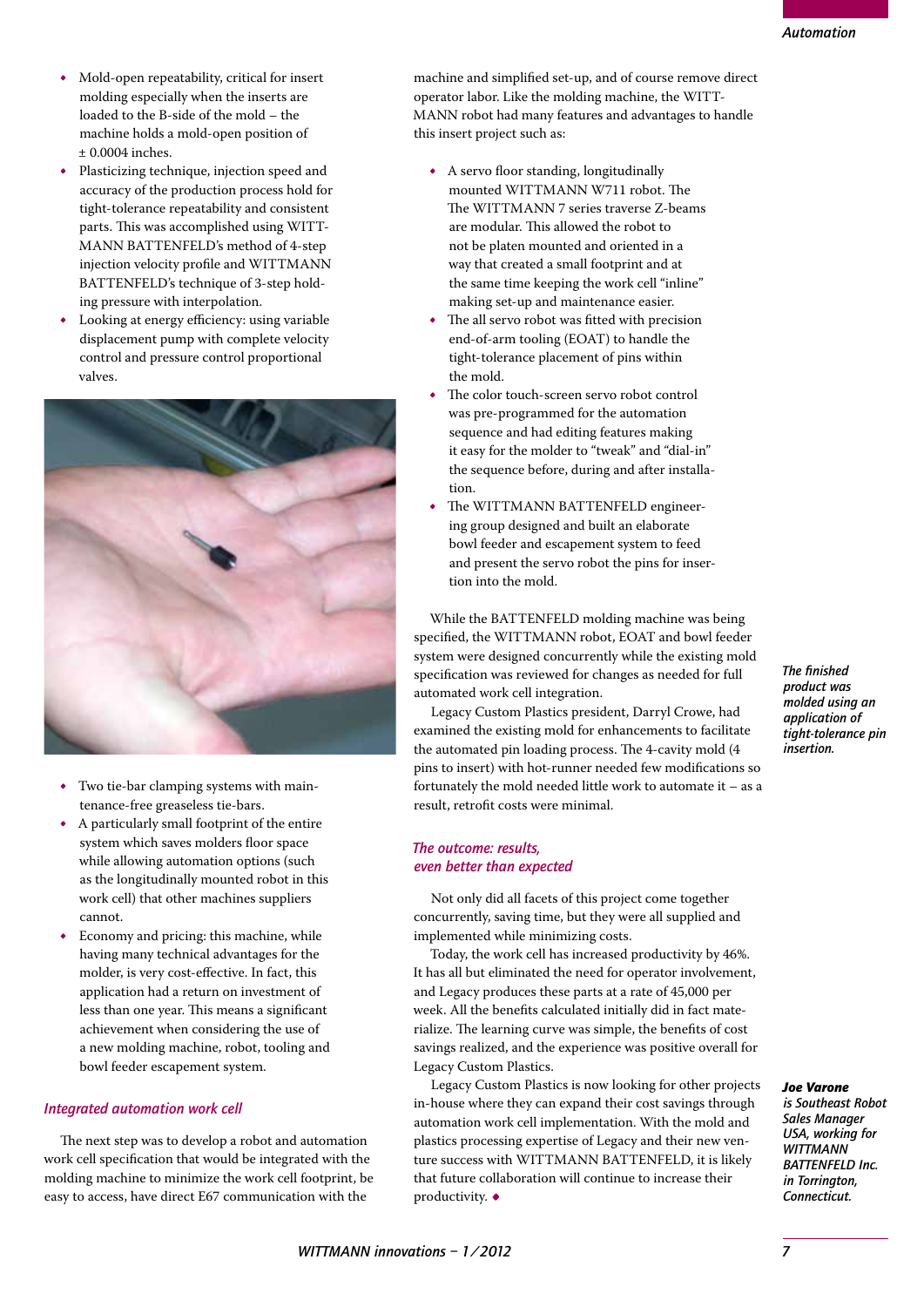- Mold-open repeatability, critical for insert molding especially when the inserts are loaded to the B-side of the mold – the machine holds a mold-open position of ± 0.0004 inches.
- Plasticizing technique, injection speed and accuracy of the production process hold for tight-tolerance repeatability and consistent parts. This was accomplished using WITTMANN BATTENFELD's method of 4-step injection velocity profile and WITTMANN BATTENFELD's technique of 3-step holding pressure with interpolation.
- Looking at energy efficiency: using variable displacement pump with complete velocity control and pressure control proportional valves.
- Two tie-bar clamping systems with maintenance-free greaseless tie-bars.
- A particularly small footprint of the entire system which saves molders floor space while allowing automation options (such as the longitudinally mounted robot in this work cell) that other machines suppliers cannot.
- Economy and pricing: this machine, while having many technical advantages for the molder, is very cost-effective. In fact, this application had a return on investment of less than one year. This means a significant achievement when considering the use of a new molding machine, robot, tooling and bowl feeder escapement system.

## *Integrated automation work cell*

The next step was to develop a robot and automation work cell specification that would be integrated with the molding machine to minimize the work cell footprint, be easy to access, have direct E67 communication with the machine and simplified set-up, and of course remove direct operator labor. Like the molding machine, the WITTMANN robot had many features and advantages to handle this insert project such as:

- A servo floor standing, longitudinally mounted WITTMANN W711 robot. The The WITTMANN 7 series traverse Z-beams are modular. This allowed the robot to not be platen mounted and oriented in a way that created a small footprint and at the same time keeping the work cell "inline" making set-up and maintenance easier.
- The all servo robot was fitted with precision end-of-arm tooling (EOAT) to handle the tight-tolerance placement of pins within the mold.
- The color touch-screen servo robot control was pre-programmed for the automation sequence and had editing features making it easy for the molder to "tweak" and "dial-in" the sequence before, during and after installation.
- The WITTMANN BATTENFELD engineering group designed and built an elaborate bowl feeder and escapement system to feed and present the servo robot the pins for insertion into the mold.

While the BATTENFELD molding machine was being specified, the WITTMANN robot, EOAT and bowl feeder system were designed concurrently while the existing mold specification was reviewed for changes as needed for full automated work cell integration.

Legacy Custom Plastics president, Darryl Crowe, had examined the existing mold for enhancements to facilitate the automated pin loading process. The 4-cavity mold (4 pins to insert) with hot-runner needed few modifications so fortunately the mold needed little work to automate it – as a result, retrofit costs were minimal.

*The finished product was molded using an application of tight-tolerance pin insertion.*

## *The outcome: results, even better than expected*

Not only did all facets of this project come together concurrently, saving time, but they were all supplied and implemented while minimizing costs.

Today, the work cell has increased productivity by 46%. It has all but eliminated the need for operator involvement, and Legacy produces these parts at a rate of 45,000 per week. All the benefits calculated initially did in fact materialize. The learning curve was simple, the benefits of cost savings realized, and the experience was positive overall for Legacy Custom Plastics.

Legacy Custom Plastics is now looking for other projects in-house where they can expand their cost savings through automation work cell implementation. With the mold and plastics processing expertise of Legacy and their new venture success with WITTMANN BATTENFELD, it is likely that future collaboration will continue to increase their productivity. ♦

***Joe Varone*** *is Southeast Robot Sales Manager USA, working for WITTMANN BATTENFELD Inc. in Torrington, Connecticut.*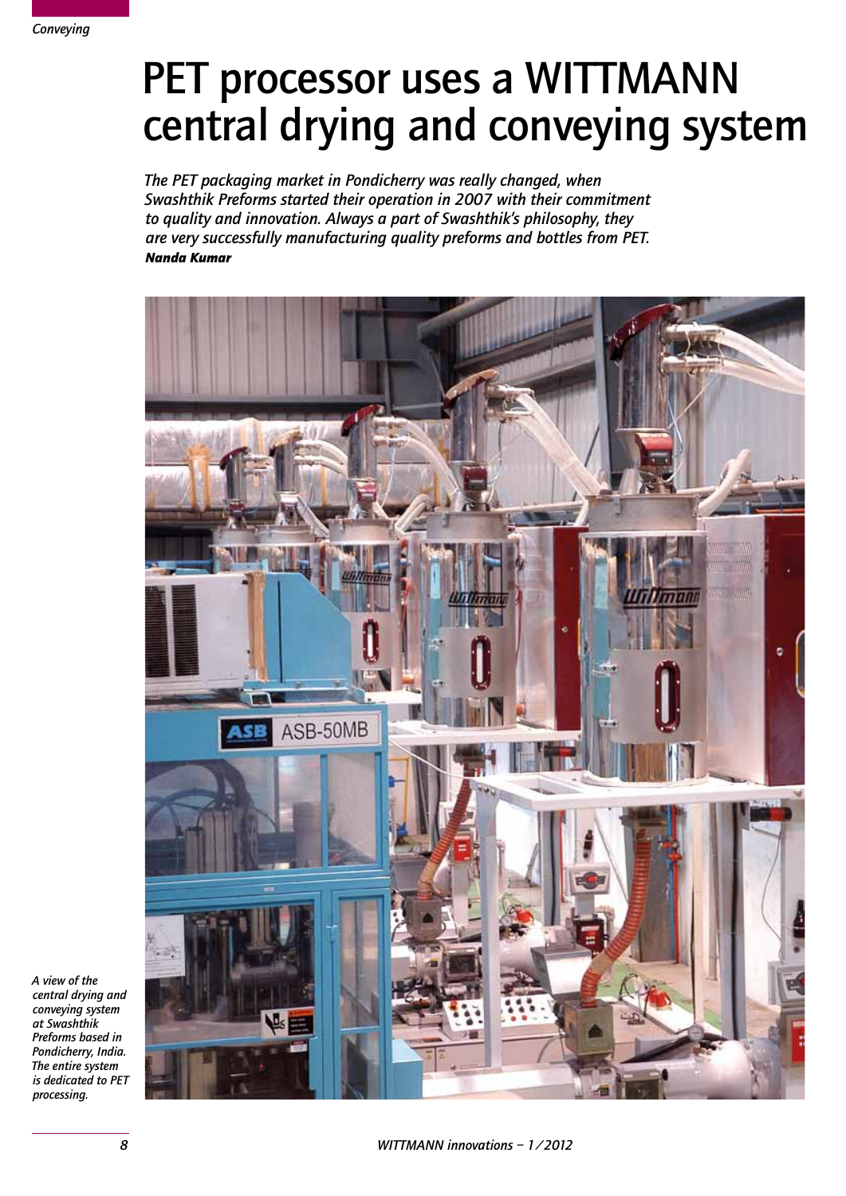# PET processor uses a WITTMANN central drying and conveying system

*The PET packaging market in Pondicherry was really changed, when Swashthik Preforms started their operation in 2007 with their commitment to quality and innovation. Always a part of Swashthik's philosophy, they are very successfully manufacturing quality preforms and bottles from PET.*

***Nanda Kumar***

*A view of the central drying and conveying system at Swashthik Preforms based in Pondicherry, India. The entire system is dedicated to PET processing.*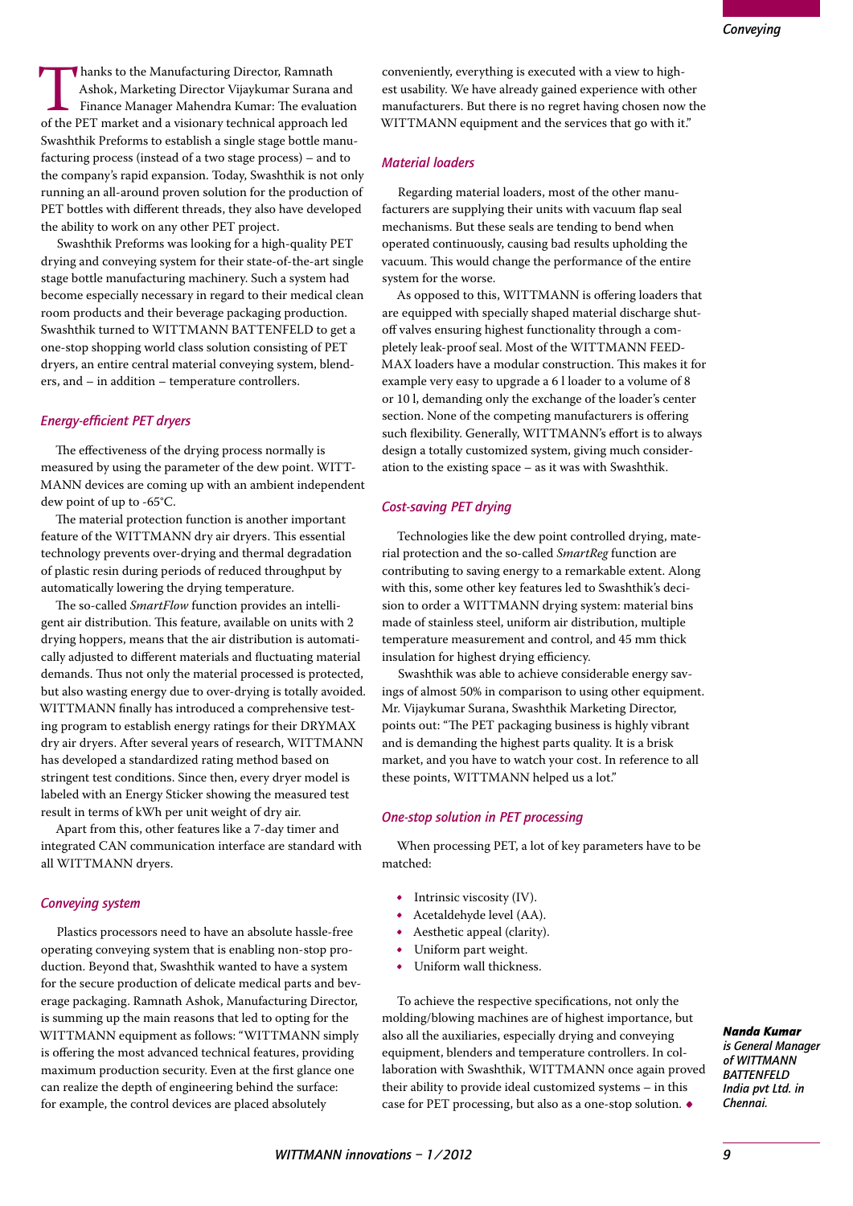Thanks to the Manufacturing Director, Ramnath Ashok, Marketing Director Vijaykumar Surana and Finance Manager Mahendra Kumar: The evaluation of the PET market and a visionary technical approach led Swashthik Preforms to establish a single stage bottle manufacturing process (instead of a two stage process) – and to the company's rapid expansion. Today, Swashthik is not only running an all-around proven solution for the production of PET bottles with different threads, they also have developed the ability to work on any other PET project.

Swashthik Preforms was looking for a high-quality PET drying and conveying system for their state-of-the-art single stage bottle manufacturing machinery. Such a system had become especially necessary in regard to their medical clean room products and their beverage packaging production. Swashthik turned to WITTMANN BATTENFELD to get a one-stop shopping world class solution consisting of PET dryers, an entire central material conveying system, blenders, and – in addition – temperature controllers.

### *Energy-efficient PET dryers*

The effectiveness of the drying process normally is measured by using the parameter of the dew point. WITTMANN devices are coming up with an ambient independent dew point of up to -65°C.

The material protection function is another important feature of the WITTMANN dry air dryers. This essential technology prevents over-drying and thermal degradation of plastic resin during periods of reduced throughput by automatically lowering the drying temperature.

The so-called *SmartFlow* function provides an intelligent air distribution. This feature, available on units with 2 drying hoppers, means that the air distribution is automatically adjusted to different materials and fluctuating material demands. Thus not only the material processed is protected, but also wasting energy due to over-drying is totally avoided. WITTMANN finally has introduced a comprehensive testing program to establish energy ratings for their DRYMAX dry air dryers. After several years of research, WITTMANN has developed a standardized rating method based on stringent test conditions. Since then, every dryer model is labeled with an Energy Sticker showing the measured test result in terms of kWh per unit weight of dry air.

Apart from this, other features like a 7-day timer and integrated CAN communication interface are standard with all WITTMANN dryers.

### *Conveying system*

Plastics processors need to have an absolute hassle-free operating conveying system that is enabling non-stop production. Beyond that, Swashthik wanted to have a system for the secure production of delicate medical parts and beverage packaging. Ramnath Ashok, Manufacturing Director, is summing up the main reasons that led to opting for the WITTMANN equipment as follows: "WITTMANN simply is offering the most advanced technical features, providing maximum production security. Even at the first glance one can realize the depth of engineering behind the surface: for example, the control devices are placed absolutely conveniently, everything is executed with a view to highest usability. We have already gained experience with other manufacturers. But there is no regret having chosen now the WITTMANN equipment and the services that go with it."

### *Material loaders*

Regarding material loaders, most of the other manufacturers are supplying their units with vacuum flap seal mechanisms. But these seals are tending to bend when operated continuously, causing bad results upholding the vacuum. This would change the performance of the entire system for the worse.

As opposed to this, WITTMANN is offering loaders that are equipped with specially shaped material discharge shut-off valves ensuring highest functionality through a completely leak-proof seal. Most of the WITTMANN FEEDMAX loaders have a modular construction. This makes it for example very easy to upgrade a 6 l loader to a volume of 8 or 10 l, demanding only the exchange of the loader's center section. None of the competing manufacturers is offering such flexibility. Generally, WITTMANN's effort is to always design a totally customized system, giving much consideration to the existing space – as it was with Swashthik.

### *Cost-saving PET drying*

Technologies like the dew point controlled drying, material protection and the so-called *SmartReg* function are contributing to saving energy to a remarkable extent. Along with this, some other key features led to Swashthik's decision to order a WITTMANN drying system: material bins made of stainless steel, uniform air distribution, multiple temperature measurement and control, and 45 mm thick insulation for highest drying efficiency.

Swashthik was able to achieve considerable energy savings of almost 50% in comparison to using other equipment. Mr. Vijaykumar Surana, Swashthik Marketing Director, points out: "The PET packaging business is highly vibrant and is demanding the highest parts quality. It is a brisk market, and you have to watch your cost. In reference to all these points, WITTMANN helped us a lot."

### *One-stop solution in PET processing*

When processing PET, a lot of key parameters have to be matched:

- Intrinsic viscosity (IV).
- Acetaldehyde level (AA).
- Aesthetic appeal (clarity).
- Uniform part weight.
- Uniform wall thickness.

To achieve the respective specifications, not only the molding/blowing machines are of highest importance, but also all the auxiliaries, especially drying and conveying equipment, blenders and temperature controllers. In collaboration with Swashthik, WITTMANN once again proved their ability to provide ideal customized systems – in this case for PET processing, but also as a one-stop solution. ◆

***Nanda Kumar*** *is General Manager of WITTMANN BATTENFELD India pvt Ltd. in Chennai.*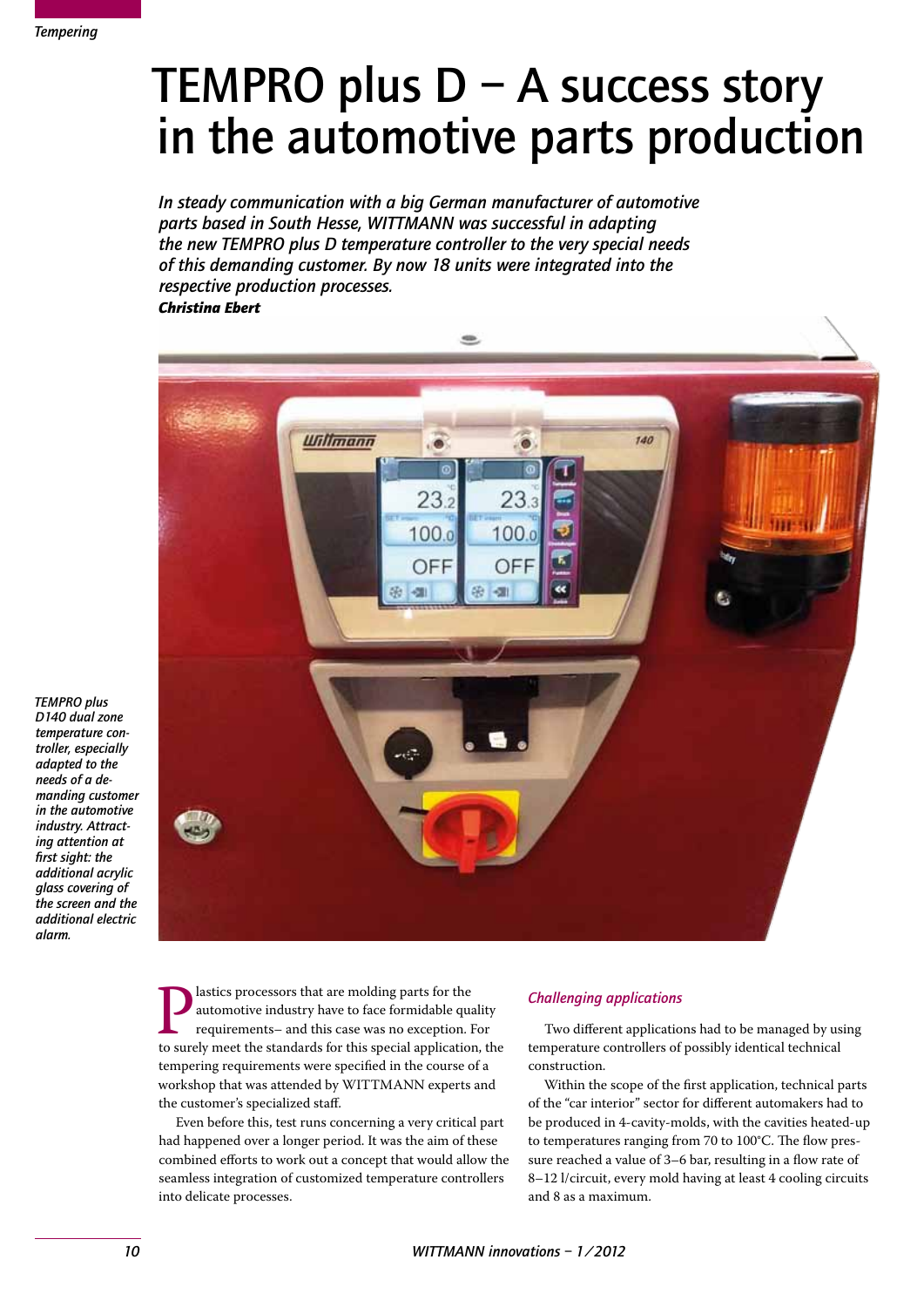# TEMPRO plus D – A success story in the automotive parts production

*In steady communication with a big German manufacturer of automotive parts based in South Hesse, WITTMANN was successful in adapting the new TEMPRO plus D temperature controller to the very special needs of this demanding customer. By now 18 units were integrated into the respective production processes.*

***Christina Ebert***

*TEMPRO plus D140 dual zone temperature controller, especially adapted to the needs of a demanding customer in the automotive industry. Attracting attention at first sight: the additional acrylic glass covering of the screen and the additional electric alarm.*

Plastics processors that are molding parts for the automotive industry have to face formidable quality requirements– and this case was no exception. For to surely meet the standards for this special application, the tempering requirements were specified in the course of a workshop that was attended by WITTMANN experts and the customer's specialized staff.

Even before this, test runs concerning a very critical part had happened over a longer period. It was the aim of these combined efforts to work out a concept that would allow the seamless integration of customized temperature controllers into delicate processes.

### Challenging applications

Two different applications had to be managed by using temperature controllers of possibly identical technical construction.

Within the scope of the first application, technical parts of the "car interior" sector for different automakers had to be produced in 4-cavity-molds, with the cavities heated-up to temperatures ranging from 70 to 100°C. The flow pressure reached a value of 3–6 bar, resulting in a flow rate of 8–12 l/circuit, every mold having at least 4 cooling circuits and 8 as a maximum.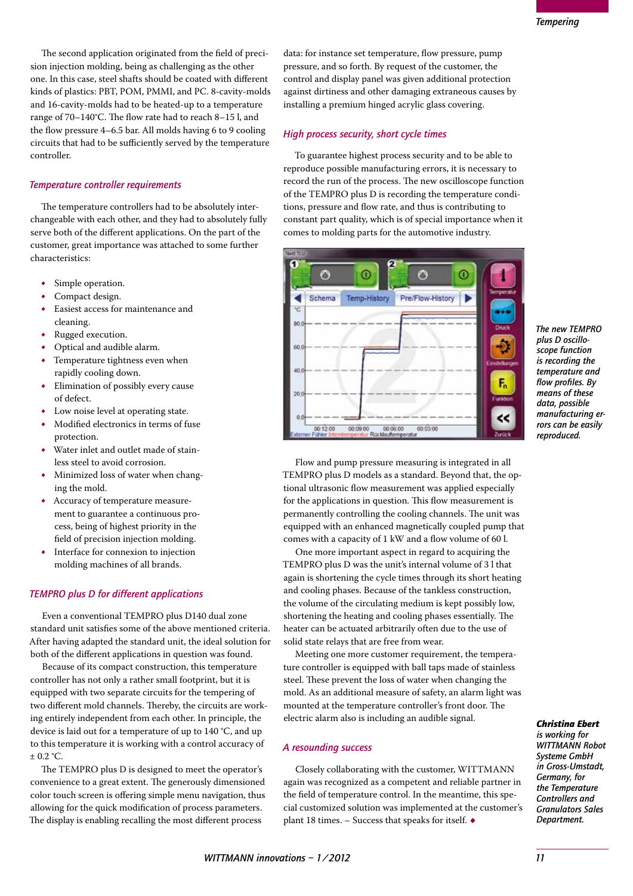The second application originated from the field of precision injection molding, being as challenging as the other one. In this case, steel shafts should be coated with different kinds of plastics: PBT, POM, PMMI, and PC. 8-cavity-molds and 16-cavity-molds had to be heated-up to a temperature range of 70–140°C. The flow rate had to reach 8–15 l, and the flow pressure 4–6.5 bar. All molds having 6 to 9 cooling circuits that had to be sufficiently served by the temperature controller.

## *Temperature controller requirements*

The temperature controllers had to be absolutely interchangeable with each other, and they had to absolutely fully serve both of the different applications. On the part of the customer, great importance was attached to some further characteristics:

- Simple operation.
- Compact design.
- Easiest access for maintenance and cleaning.
- Rugged execution.
- Optical and audible alarm.
- Temperature tightness even when rapidly cooling down.
- Elimination of possibly every cause of defect.
- Low noise level at operating state.
- Modified electronics in terms of fuse protection.
- Water inlet and outlet made of stainless steel to avoid corrosion.
- Minimized loss of water when changing the mold.
- Accuracy of temperature measurement to guarantee a continuous process, being of highest priority in the field of precision injection molding.
- Interface for connexion to injection molding machines of all brands.

## *TEMPRO plus D for different applications*

Even a conventional TEMPRO plus D140 dual zone standard unit satisfies some of the above mentioned criteria. After having adapted the standard unit, the ideal solution for both of the different applications in question was found.

Because of its compact construction, this temperature controller has not only a rather small footprint, but it is equipped with two separate circuits for the tempering of two different mold channels. Thereby, the circuits are working entirely independent from each other. In principle, the device is laid out for a temperature of up to 140 °C, and up to this temperature it is working with a control accuracy of ± 0.2 °C.

The TEMPRO plus D is designed to meet the operator's convenience to a great extent. The generously dimensioned color touch screen is offering simple menu navigation, thus allowing for the quick modification of process parameters. The display is enabling recalling the most different process data: for instance set temperature, flow pressure, pump pressure, and so forth. By request of the customer, the control and display panel was given additional protection against dirtiness and other damaging extraneous causes by installing a premium hinged acrylic glass covering.

## *High process security, short cycle times*

To guarantee highest process security and to be able to reproduce possible manufacturing errors, it is necessary to record the run of the process. The new oscilloscope function of the TEMPRO plus D is recording the temperature conditions, pressure and flow rate, and thus is contributing to constant part quality, which is of special importance when it comes to molding parts for the automotive industry.

Nett TCU
1
2
Schema
Temp-History
Pre/Flow-History
°C
80.0
60.0
40.0
20.0
0.0
00:12:00
00:09:00
00:06:00
00:03:00
Externer Fühler
Interntemperatur
Rücklauftemperatur
Temperatur
Druck
Einstellungen
Funktion
Zurück

*The new TEMPRO plus D oscilloscope function is recording the temperature and flow profiles. By means of these data, possible manufacturing errors can be easily reproduced.*

Flow and pump pressure measuring is integrated in all TEMPRO plus D models as a standard. Beyond that, the optional ultrasonic flow measurement was applied especially for the applications in question. This flow measurement is permanently controlling the cooling channels. The unit was equipped with an enhanced magnetically coupled pump that comes with a capacity of 1 kW and a flow volume of 60 l.

One more important aspect in regard to acquiring the TEMPRO plus D was the unit's internal volume of 3 l that again is shortening the cycle times through its short heating and cooling phases. Because of the tankless construction, the volume of the circulating medium is kept possibly low, shortening the heating and cooling phases essentially. The heater can be actuated arbitrarily often due to the use of solid state relays that are free from wear.

Meeting one more customer requirement, the temperature controller is equipped with ball taps made of stainless steel. These prevent the loss of water when changing the mold. As an additional measure of safety, an alarm light was mounted at the temperature controller's front door. The electric alarm also is including an audible signal.

## *A resounding success*

Closely collaborating with the customer, WITTMANN again was recognized as a competent and reliable partner in the field of temperature control. In the meantime, this special customized solution was implemented at the customer's plant 18 times. – Success that speaks for itself. ◆

***Christina Ebert*** *is working for WITTMANN Robot Systeme GmbH in Gross-Umstadt, Germany, for the Temperature Controllers and Granulators Sales Department.*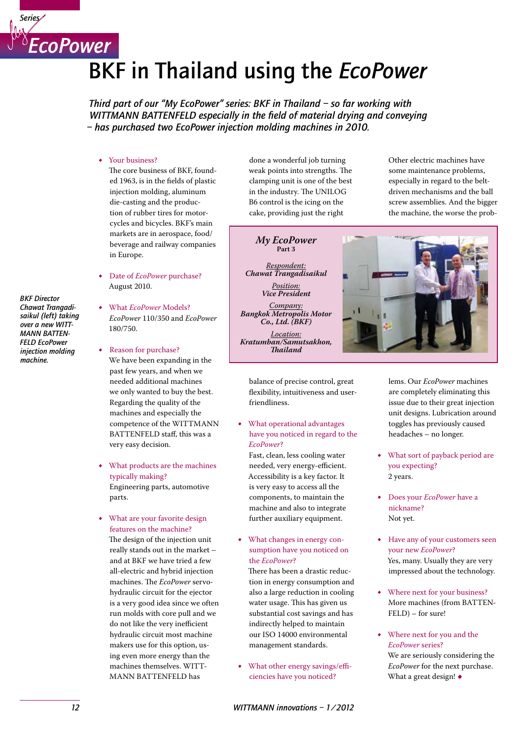Series My *EcoPower*

# BKF in Thailand using the *EcoPower*

*Third part of our "My EcoPower" series: BKF in Thailand – so far working with WITTMANN BATTENFELD especially in the field of material drying and conveying – has purchased two EcoPower injection molding machines in 2010.*

*BKF Director Chawat Trangadisaikul (left) taking over a new WITTMANN BATTENFELD EcoPower injection molding machine.*

- **Your business?**
  The core business of BKF, founded 1963, is in the fields of plastic injection molding, aluminum die-casting and the production of rubber tires for motorcycles and bicycles. BKF's main markets are in aerospace, food/beverage and railway companies in Europe.

- **Date of *EcoPower* purchase?**
  August 2010.

- **What *EcoPower* Models?**
  *EcoPower* 110/350 and *EcoPower* 180/750.

- **Reason for purchase?**
  We have been expanding in the past few years, and when we needed additional machines we only wanted to buy the best. Regarding the quality of the machines and especially the competence of the WITTMANN BATTENFELD staff, this was a very easy decision.

- **What products are the machines typically making?**
  Engineering parts, automotive parts.

- **What are your favorite design features on the machine?**
  The design of the injection unit really stands out in the market – and at BKF we have tried a few all-electric and hybrid injection machines. The *EcoPower* servo-hydraulic circuit for the ejector is a very good idea since we often run molds with core pull and we do not like the very inefficient hydraulic circuit most machine makers use for this option, using even more energy than the machines themselves. WITTMANN BATTENFELD has done a wonderful job turning weak points into strengths. The clamping unit is one of the best in the industry. The UNILOG B6 control is the icing on the cake, providing just the right balance of precise control, great flexibility, intuitiveness and user-friendliness.

- **What operational advantages have you noticed in regard to the *EcoPower*?**
  Fast, clean, less cooling water needed, very energy-efficient. Accessibility is a key factor. It is very easy to access all the components, to maintain the machine and also to integrate further auxiliary equipment.

- **What changes in energy consumption have you noticed on the *EcoPower*?**
  There has been a drastic reduction in energy consumption and also a large reduction in cooling water usage. This has given us substantial cost savings and has indirectly helped to maintain our ISO 14000 environmental management standards.

- **What other energy savings/efficiencies have you noticed?**
  Other electric machines have some maintenance problems, especially in regard to the belt-driven mechanisms and the ball screw assemblies. And the bigger the machine, the worse the problems. Our *EcoPower* machines are completely eliminating this issue due to their great injection unit designs. Lubrication around toggles has previously caused headaches – no longer.

- **What sort of payback period are you expecting?**
  2 years.

- **Does your *EcoPower* have a nickname?**
  Not yet.

- **Have any of your customers seen your new *EcoPower*?**
  Yes, many. Usually they are very impressed about the technology.

- **Where next for your business?**
  More machines (from BATTENFELD) – for sure!

- **Where next for you and the *EcoPower* series?**
  We are seriously considering the *EcoPower* for the next purchase. What a great design! ◆

---

***My EcoPower***
**Part 3**

*Respondent:*
***Chawat Trangadisaikul***

*Position:*
***Vice President***

*Company:*
***Bangkok Metropolis Motor Co., Ltd. (BKF)***

*Location:*
***Kratumban/Samutsakhon, Thailand***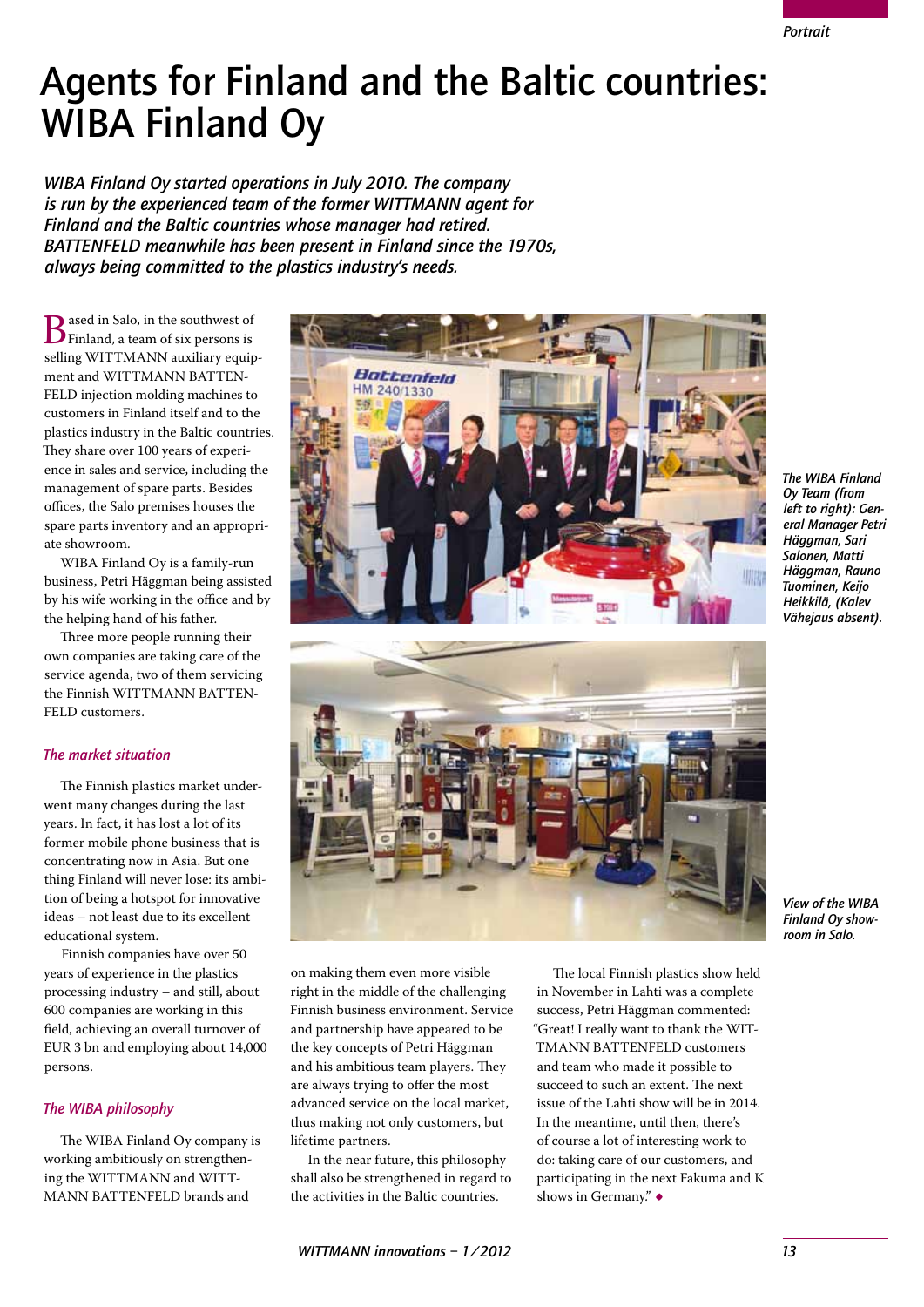# Agents for Finland and the Baltic countries: WIBA Finland Oy

*WIBA Finland Oy started operations in July 2010. The company is run by the experienced team of the former WITTMANN agent for Finland and the Baltic countries whose manager had retired. BATTENFELD meanwhile has been present in Finland since the 1970s, always being committed to the plastics industry's needs.*

Based in Salo, in the southwest of Finland, a team of six persons is selling WITTMANN auxiliary equipment and WITTMANN BATTENFELD injection molding machines to customers in Finland itself and to the plastics industry in the Baltic countries. They share over 100 years of experience in sales and service, including the management of spare parts. Besides offices, the Salo premises houses the spare parts inventory and an appropriate showroom.

WIBA Finland Oy is a family-run business, Petri Häggman being assisted by his wife working in the office and by the helping hand of his father.

Three more people running their own companies are taking care of the service agenda, two of them servicing the Finnish WITTMANN BATTENFELD customers.

### *The market situation*

The Finnish plastics market underwent many changes during the last years. In fact, it has lost a lot of its former mobile phone business that is concentrating now in Asia. But one thing Finland will never lose: its ambition of being a hotspot for innovative ideas – not least due to its excellent educational system.

Finnish companies have over 50 years of experience in the plastics processing industry – and still, about 600 companies are working in this field, achieving an overall turnover of EUR 3 bn and employing about 14,000 persons.

### *The WIBA philosophy*

The WIBA Finland Oy company is working ambitiously on strengthening the WITTMANN and WITTMANN BATTENFELD brands and on making them even more visible right in the middle of the challenging Finnish business environment. Service and partnership have appeared to be the key concepts of Petri Häggman and his ambitious team players. They are always trying to offer the most advanced service on the local market, thus making not only customers, but lifetime partners.

In the near future, this philosophy shall also be strengthened in regard to the activities in the Baltic countries.

The local Finnish plastics show held in November in Lahti was a complete success, Petri Häggman commented: "Great! I really want to thank the WITTMANN BATTENFELD customers and team who made it possible to succeed to such an extent. The next issue of the Lahti show will be in 2014. In the meantime, until then, there's of course a lot of interesting work to do: taking care of our customers, and participating in the next Fakuma and K shows in Germany." ◆

*The WIBA Finland Oy Team (from left to right): General Manager Petri Häggman, Sari Salonen, Matti Häggman, Rauno Tuominen, Keijo Heikkilä, (Kalev Vähejaus absent).*

*View of the WIBA Finland Oy showroom in Salo.*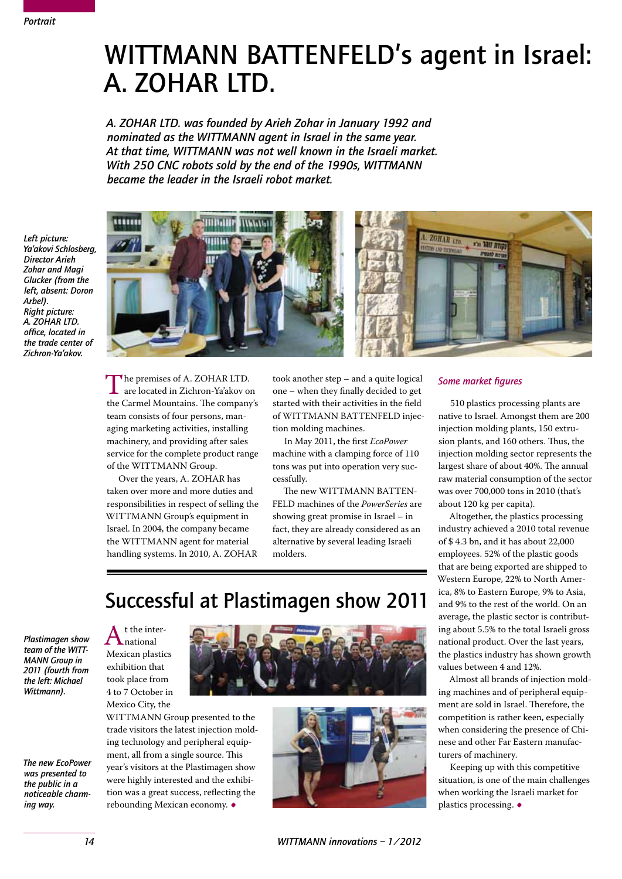# WITTMANN BATTENFELD's agent in Israel: A. ZOHAR LTD.

*A. ZOHAR LTD. was founded by Arieh Zohar in January 1992 and nominated as the WITTMANN agent in Israel in the same year. At that time, WITTMANN was not well known in the Israeli market. With 250 CNC robots sold by the end of the 1990s, WITTMANN became the leader in the Israeli robot market.*

*Left picture: Ya'akovi Schlosberg, Director Arieh Zohar and Magi Glucker (from the left, absent: Doron Arbel).*
*Right picture: A. ZOHAR LTD. office, located in the trade center of Zichron-Ya'akov.*

The premises of A. ZOHAR LTD. are located in Zichron-Ya'akov on the Carmel Mountains. The company's team consists of four persons, managing marketing activities, installing machinery, and providing after sales service for the complete product range of the WITTMANN Group.

Over the years, A. ZOHAR has taken over more and more duties and responsibilities in respect of selling the WITTMANN Group's equipment in Israel. In 2004, the company became the WITTMANN agent for material handling systems. In 2010, A. ZOHAR took another step – and a quite logical one – when they finally decided to get started with their activities in the field of WITTMANN BATTENFELD injection molding machines.

In May 2011, the first *EcoPower* machine with a clamping force of 110 tons was put into operation very successfully.

The new WITTMANN BATTENFELD machines of the *PowerSeries* are showing great promise in Israel – in fact, they are already considered as an alternative by several leading Israeli molders.

### *Some market figures*

510 plastics processing plants are native to Israel. Amongst them are 200 injection molding plants, 150 extrusion plants, and 160 others. Thus, the injection molding sector represents the largest share of about 40%. The annual raw material consumption of the sector was over 700,000 tons in 2010 (that's about 120 kg per capita).

Altogether, the plastics processing industry achieved a 2010 total revenue of $ 4.3 bn, and it has about 22,000 employees. 52% of the plastic goods that are being exported are shipped to Western Europe, 22% to North America, 8% to Eastern Europe, 9% to Asia, and 9% to the rest of the world. On an average, the plastic sector is contributing about 5.5% to the total Israeli gross national product. Over the last years, the plastics industry has shown growth values between 4 and 12%.

Almost all brands of injection molding machines and of peripheral equipment are sold in Israel. Therefore, the competition is rather keen, especially when considering the presence of Chinese and other Far Eastern manufacturers of machinery.

Keeping up with this competitive situation, is one of the main challenges when working the Israeli market for plastics processing. ◆

## Successful at Plastimagen show 2011

*Plastimagen show team of the WITTMANN Group in 2011 (fourth from the left: Michael Wittmann).*

*The new EcoPower was presented to the public in a noticeable charming way.*

At the international Mexican plastics exhibition that took place from 4 to 7 October in Mexico City, the WITTMANN Group presented to the trade visitors the latest injection molding technology and peripheral equipment, all from a single source. This year's visitors at the Plastimagen show were highly interested and the exhibition was a great success, reflecting the rebounding Mexican economy. ◆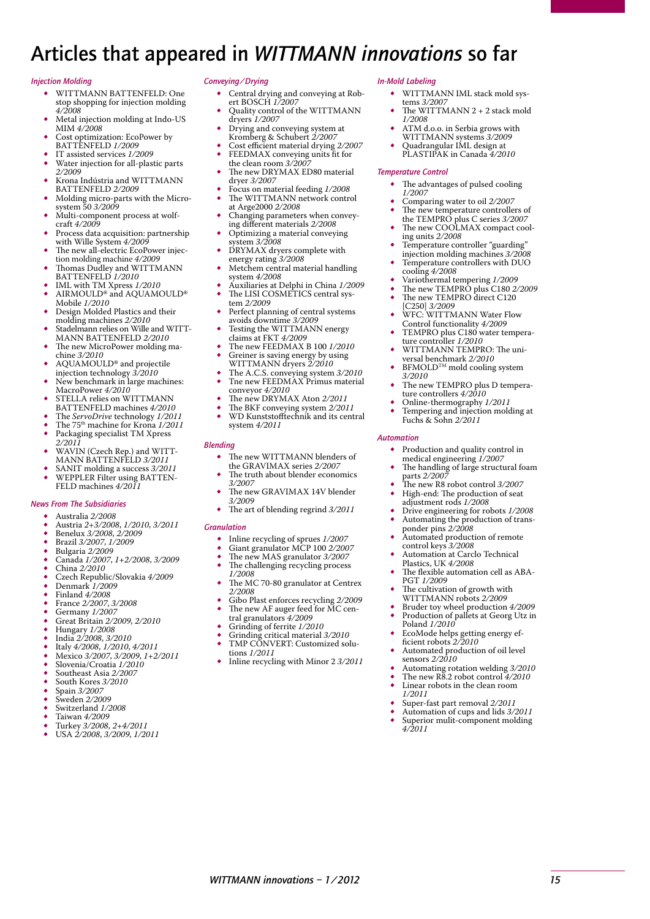# Articles that appeared in *WITTMANN innovations* so far

### *Injection Molding*

- WITTMANN BATTENFELD: One stop shopping for injection molding *4/2008*
- Metal injection molding at Indo-US MIM *4/2008*
- Cost optimization: EcoPower by BATTENFELD *1/2009*
- IT assisted services *1/2009*
- Water injection for all-plastic parts *2/2009*
- Krona Indústria and WITTMANN BATTENFELD *2/2009*
- Molding micro-parts with the Microsystem 50 *3/2009*
- Multi-component process at wolfcraft *4/2009*
- Process data acquisition: partnership with Wille System *4/2009*
- The new all-electric EcoPower injection molding machine *4/2009*
- Thomas Dudley and WITTMANN BATTENFELD *1/2010*
- IML with TM Xpress *1/2010*
- AIRMOULD® and AQUAMOULD® Mobile *1/2010*
- Design Molded Plastics and their molding machines *2/2010*
- Stadelmann relies on Wille and WITTMANN BATTENFELD *2/2010*
- The new MicroPower molding machine *3/2010*
- AQUAMOULD® and projectile injection technology *3/2010*
- New benchmark in large machines: MacroPower *4/2010*
- STELLA relies on WITTMANN BATTENFELD machines *4/2010*
- The *ServoDrive* technology *1/2011*
- The 75th machine for Krona *1/2011*
- Packaging specialist TM Xpress *2/2011*
- WAVIN (Czech Rep.) and WITTMANN BATTENFELD *3/2011*
- SANIT molding a success *3/2011*
- WEPPLER Filter using BATTENFELD machines *4/2011*

### *News From The Subsidiaries*

- Australia *2/2008*
- Austria *2+3/2008, 1/2010, 3/2011*
- Benelux *3/2008, 2/2009*
- Brazil *3/2007, 1/2009*
- Bulgaria *2/2009*
- Canada *1/2007, 1+2/2008, 3/2009*
- China *2/2010*
- Czech Republic/Slovakia *4/2009*
- Denmark *1/2009*
- Finland *4/2008*
- France *2/2007, 3/2008*
- Germany *1/2007*
- Great Britain *2/2009, 2/2010*
- Hungary *1/2008*
- India *2/2008, 3/2010*
- Italy *4/2008, 1/2010, 4/2011*
- Mexico *3/2007, 3/2009, 1+2/2011*
- Slovenia/Croatia *1/2010*
- Southeast Asia *2/2007*
- South Kores *3/2010*
- Spain *3/2007*
- Sweden *2/2009*
- Switzerland *1/2008*
- Taiwan *4/2009*
- Turkey *3/2008, 2+4/2011*
- USA *2/2008, 3/2009, 1/2011*

### *Conveying/Drying*

- Central drying and conveying at Robert BOSCH *1/2007*
- Quality control of the WITTMANN dryers *1/2007*
- Drying and conveying system at Kromberg & Schubert *2/2007*
- Cost efficient material drying *2/2007*
- FEEDMAX conveying units fit for the clean room *3/2007*
- The new DRYMAX ED80 material dryer *3/2007*
- Focus on material feeding *1/2008*
- The WITTMANN network control at Arge2000 *2/2008*
- Changing parameters when conveying different materials *2/2008*
- Optimizing a material conveying system *3/2008*
- DRYMAX dryers complete with energy rating *3/2008*
- Metchem central material handling system *4/2008*
- Auxiliaries at Delphi in China *1/2009*
- The LISI COSMETICS central system *2/2009*
- Perfect planning of central systems avoids downtime *3/2009*
- Testing the WITTMANN energy claims at FKT *4/2009*
- The new FEEDMAX B 100 *1/2010*
- Greiner is saving energy by using WITTMANN dryers *2/2010*
- The A.C.S. conveying system *3/2010*
- Tne new FEEDMAX Primus material conveyor *4/2010*
- The new DRYMAX Aton *2/2011*
- The BKF conveying system *2/2011*
- WD Kunststofftechnik and its central system *4/2011*

### *Blending*

- The new WITTMANN blenders of the GRAVIMAX series *2/2007*
- The truth about blender economics *3/2007*
- The new GRAVIMAX 14V blender *3/2009*
- The art of blending regrind *3/2011*

### *Granulation*

- Inline recycling of sprues *1/2007*
- Giant granulator MCP 100 *2/2007*
- The new MAS granulator *3/2007*
- The challenging recycling process *1/2008*
- The MC 70-80 granulator at Centrex *2/2008*
- Gibo Plast enforces recycling *2/2009*
- The new AF auger feed for MC central granulators *4/2009*
- Grinding of ferrite *1/2010*
- Grinding critical material *3/2010*
- TMP CONVERT: Customized solutions *1/2011*
- Inline recycling with Minor 2 *3/2011*

### *In-Mold Labeling*

- WITTMANN IML stack mold systems *3/2007*
- The WITTMANN 2 + 2 stack mold *1/2008*
- ATM d.o.o. in Serbia grows with WITTMANN systems *3/2009*
- Quadrangular IML design at PLASTIPAK in Canada *4/2010*

### *Temperature Control*

- The advantages of pulsed cooling *1/2007*
- Comparing water to oil *2/2007*
- The new temperature controllers of the TEMPRO plus C series *3/2007*
- The new COOLMAX compact cooling units *2/2008*
- Temperature controller "guarding" injection molding machines *3/2008*
- Temperature controllers with DUO cooling *4/2008*
- Variothermal tempering *1/2009*
- The new TEMPRO plus C180 *2/2009*
- The new TEMPRO direct C120 [C250] *3/2009*
- WFC: WITTMANN Water Flow Control functionality *4/2009*
- TEMPRO plus C180 water temperature controller *1/2010*
- WITTMANN TEMPRO: The universal benchmark *2/2010*
- BFMOLD™ mold cooling system *3/2010*
- The new TEMPRO plus D temperature controllers *4/2010*
- Online-thermography *1/2011*
- Tempering and injection molding at Fuchs & Sohn *2/2011*

### *Automation*

- Production and quality control in medical engineering *1/2007*
- The handling of large structural foam parts *2/2007*
- The new R8 robot control *3/2007*
- High-end: The production of seat adjustment rods *1/2008*
- Drive engineering for robots *1/2008*
- Automating the production of transponder pins *2/2008*
- Automated production of remote control keys *3/2008*
- Automation at Carclo Technical Plastics, UK *4/2008*
- The flexible automation cell as ABA-PGT *1/2009*
- The cultivation of growth with WITTMANN robots *2/2009*
- Bruder toy wheel production *4/2009*
- Production of pallets at Georg Utz in Poland *1/2010*
- EcoMode helps getting energy efficient robots *2/2010*
- Automated production of oil level sensors *2/2010*
- Automating rotation welding *3/2010*
- The new R8.2 robot control *4/2010*
- Linear robots in the clean room *1/2011*
- Super-fast part removal *2/2011*
- Automation of cups and lids *3/2011*
- Superior mulit-component molding *4/2011*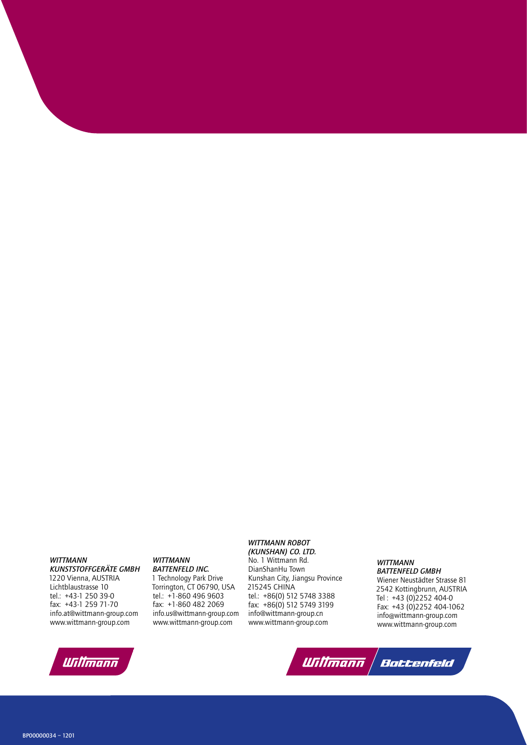*WITTMANN*
*KUNSTSTOFFGERÄTE GMBH*
1220 Vienna, AUSTRIA
Lichtblaustrasse 10
tel.: +43-1 250 39-0
fax: +43-1 259 71-70
info.at@wittmann-group.com
www.wittmann-group.com

*WITTMANN*
*BATTENFELD INC.*
1 Technology Park Drive
Torrington, CT 06790, USA
tel.: +1-860 496 9603
fax: +1-860 482 2069
info.us@wittmann-group.com
www.wittmann-group.com

*WITTMANN ROBOT*
*(KUNSHAN) CO. LTD.*
No. 1 Wittmann Rd.
DianShanHu Town
Kunshan City, Jiangsu Province
215245 CHINA
tel.: +86(0) 512 5748 3388
fax: +86(0) 512 5749 3199
info@wittmann-group.cn
www.wittmann-group.com

*WITTMANN*
*BATTENFELD GMBH*
Wiener Neustädter Strasse 81
2542 Kottingbrunn, AUSTRIA
Tel : +43 (0)2252 404-0
Fax: +43 (0)2252 404-1062
info@wittmann-group.com
www.wittmann-group.com

Wittmann

Wittmann Battenfeld

BP00000034 – 1201